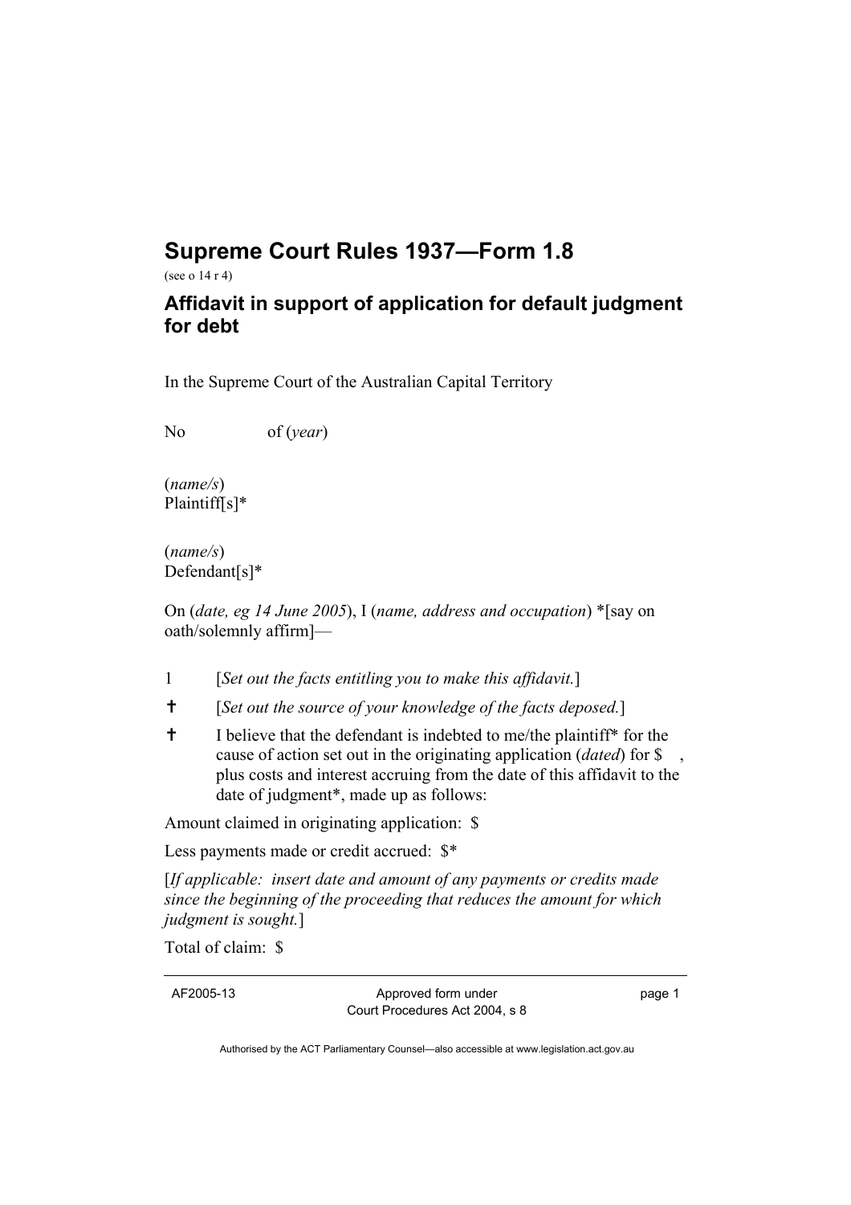# Supreme Court Rules 1937—Form 1.8

(see o 14 r 4)

## Affidavit in support of application for default judgment for debt

In the Supreme Court of the Australian Capital Territory

No of (*year*)

(*name/s*)
Plaintiff[s]*

(*name/s*)
Defendant[s]*

On (*date, eg 14 June 2005*), I (*name, address and occupation*) *[say on oath/solemnly affirm]—

1 [*Set out the facts entitling you to make this affidavit.*]

✝ [*Set out the source of your knowledge of the facts deposed.*]

✝ I believe that the defendant is indebted to me/the plaintiff* for the cause of action set out in the originating application (*dated*) for $ , plus costs and interest accruing from the date of this affidavit to the date of judgment*, made up as follows:

Amount claimed in originating application: $

Less payments made or credit accrued: $*

[*If applicable: insert date and amount of any payments or credits made since the beginning of the proceeding that reduces the amount for which judgment is sought.*]

Total of claim: $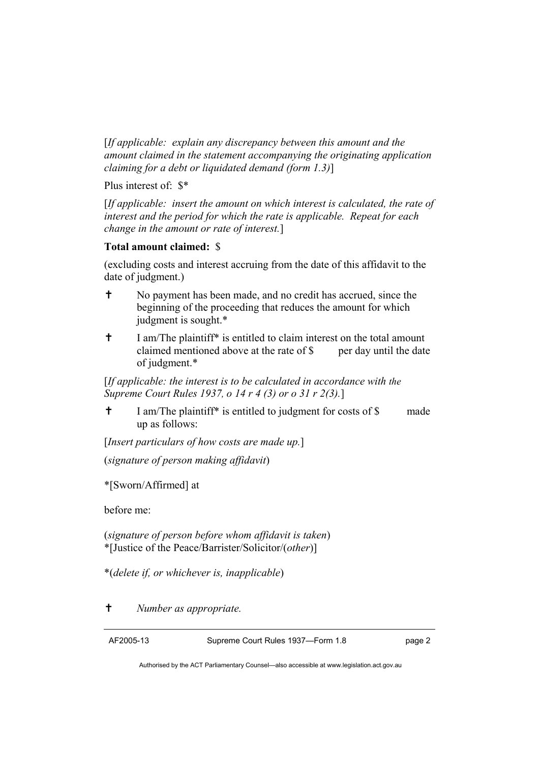[*If applicable: explain any discrepancy between this amount and the amount claimed in the statement accompanying the originating application claiming for a debt or liquidated demand (form 1.3)*]

Plus interest of: $*

[*If applicable: insert the amount on which interest is calculated, the rate of interest and the period for which the rate is applicable. Repeat for each change in the amount or rate of interest.*]

**Total amount claimed:** $

(excluding costs and interest accruing from the date of this affidavit to the date of judgment.)

✝ No payment has been made, and no credit has accrued, since the beginning of the proceeding that reduces the amount for which judgment is sought.*

✝ I am/The plaintiff* is entitled to claim interest on the total amount claimed mentioned above at the rate of $ per day until the date of judgment.*

[*If applicable: the interest is to be calculated in accordance with the Supreme Court Rules 1937, o 14 r 4 (3) or o 31 r 2(3).*]

✝ I am/The plaintiff* is entitled to judgment for costs of $ made up as follows:

[*Insert particulars of how costs are made up.*]

(*signature of person making affidavit*)

*[Sworn/Affirmed] at

before me:

(*signature of person before whom affidavit is taken*)
*[Justice of the Peace/Barrister/Solicitor/(*other*)]

*(*delete if, or whichever is, inapplicable*)

✝ *Number as appropriate.*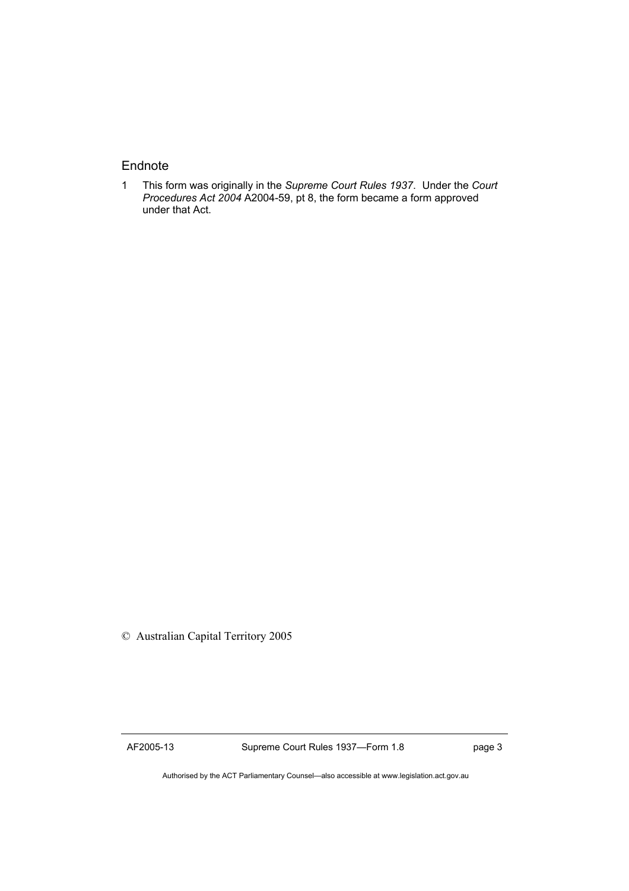## Endnote

1 This form was originally in the *Supreme Court Rules 1937*. Under the *Court Procedures Act 2004* A2004-59, pt 8, the form became a form approved under that Act.

© Australian Capital Territory 2005